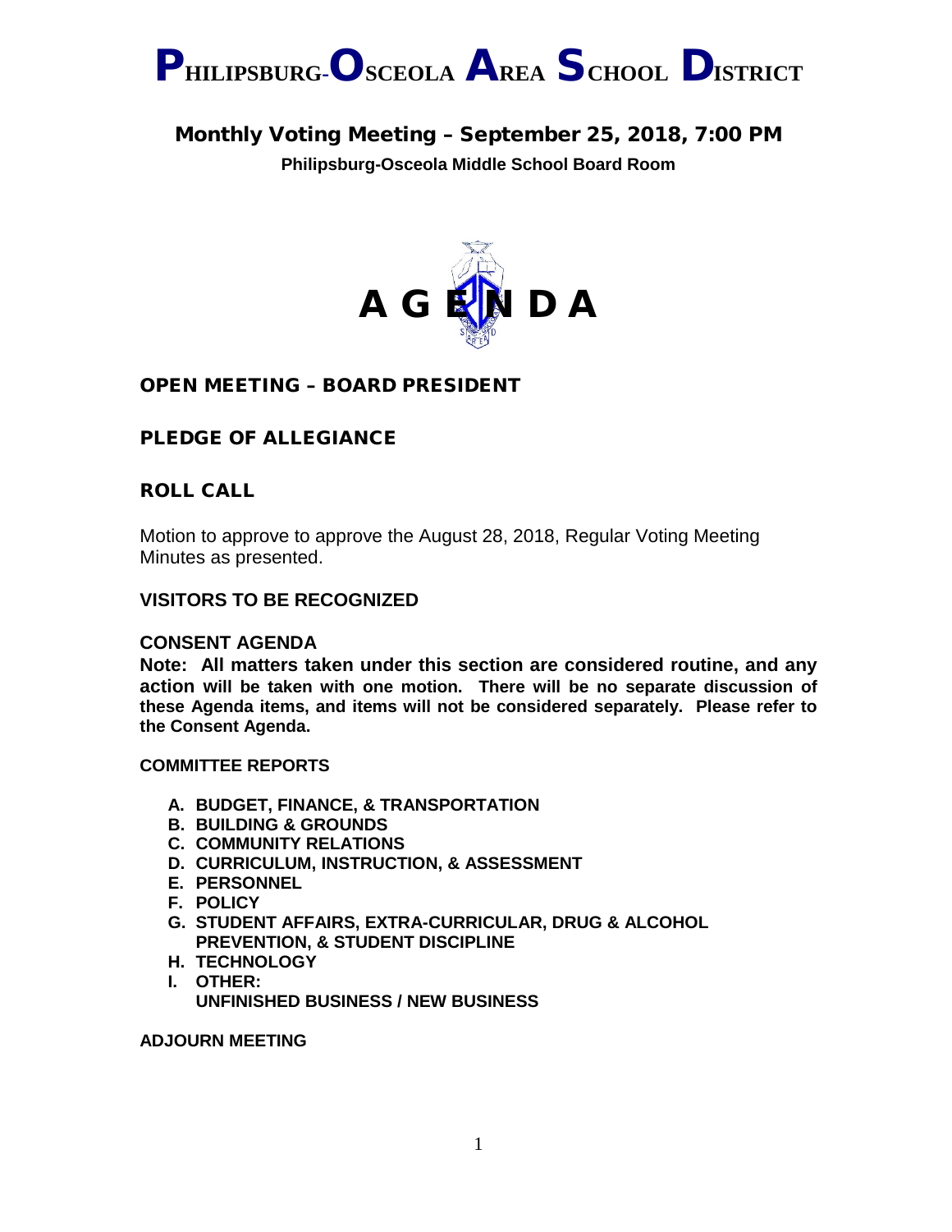# PHILIPSBURG-OSCEOLA AREA SCHOOL DISTRICT

## Monthly Voting Meeting – September 25, 2018, 7:00 PM

**Philipsburg-Osceola Middle School Board Room**

# A G E N D A

## OPEN MEETING – BOARD PRESIDENT

## PLEDGE OF ALLEGIANCE

## ROLL CALL

Motion to approve to approve the August 28, 2018, Regular Voting Meeting Minutes as presented.

**VISITORS TO BE RECOGNIZED**

**CONSENT AGENDA**

**Note: All matters taken under this section are considered routine, and any action will be taken with one motion. There will be no separate discussion of these Agenda items, and items will not be considered separately. Please refer to the Consent Agenda.**

**COMMITTEE REPORTS**

- **A. BUDGET, FINANCE, & TRANSPORTATION**
- **B. BUILDING & GROUNDS**
- **C. COMMUNITY RELATIONS**
- **D. CURRICULUM, INSTRUCTION, & ASSESSMENT**
- **E. PERSONNEL**
- **F. POLICY**
- **G. STUDENT AFFAIRS, EXTRA-CURRICULAR, DRUG & ALCOHOL PREVENTION, & STUDENT DISCIPLINE**
- **H. TECHNOLOGY**
- **I. OTHER:**
  **UNFINISHED BUSINESS / NEW BUSINESS**

**ADJOURN MEETING**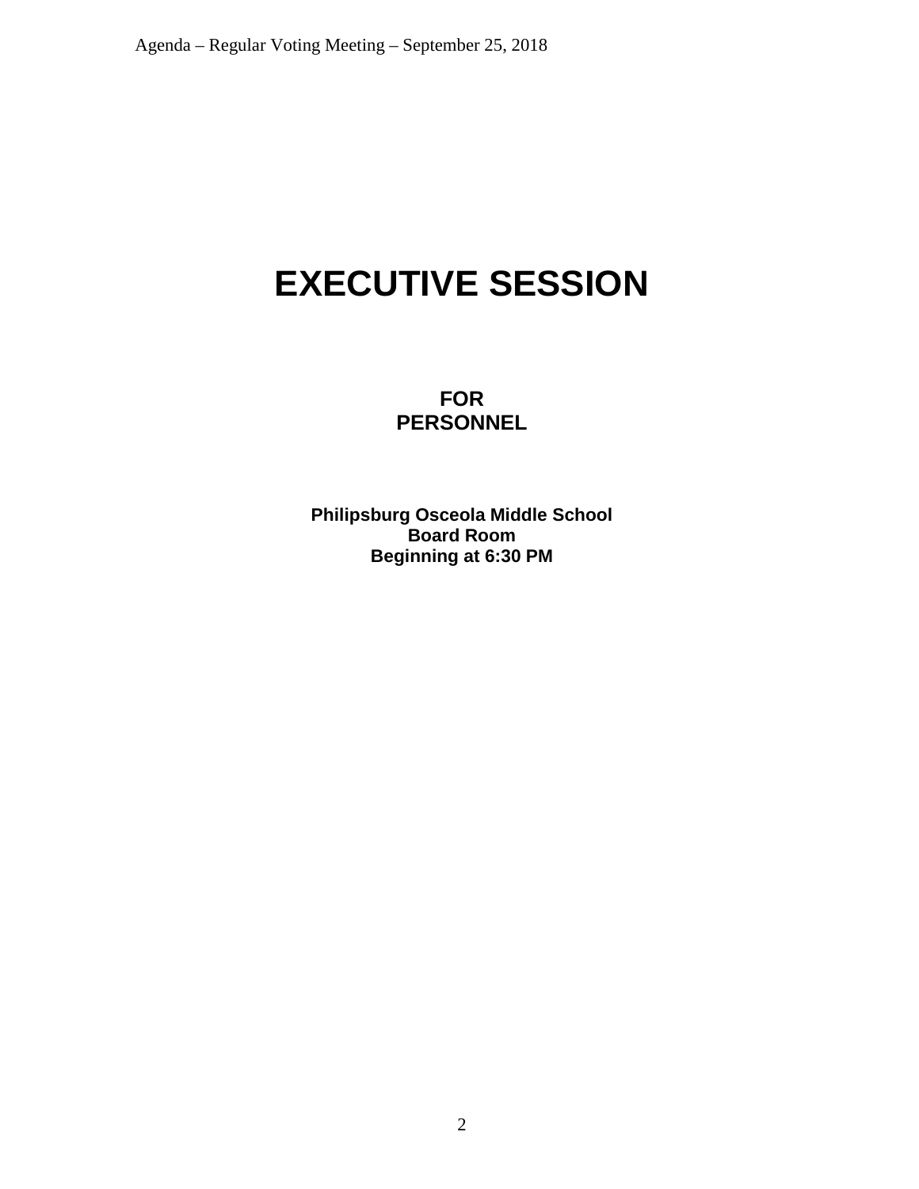# EXECUTIVE SESSION

**FOR**
**PERSONNEL**

**Philipsburg Osceola Middle School**
**Board Room**
**Beginning at 6:30 PM**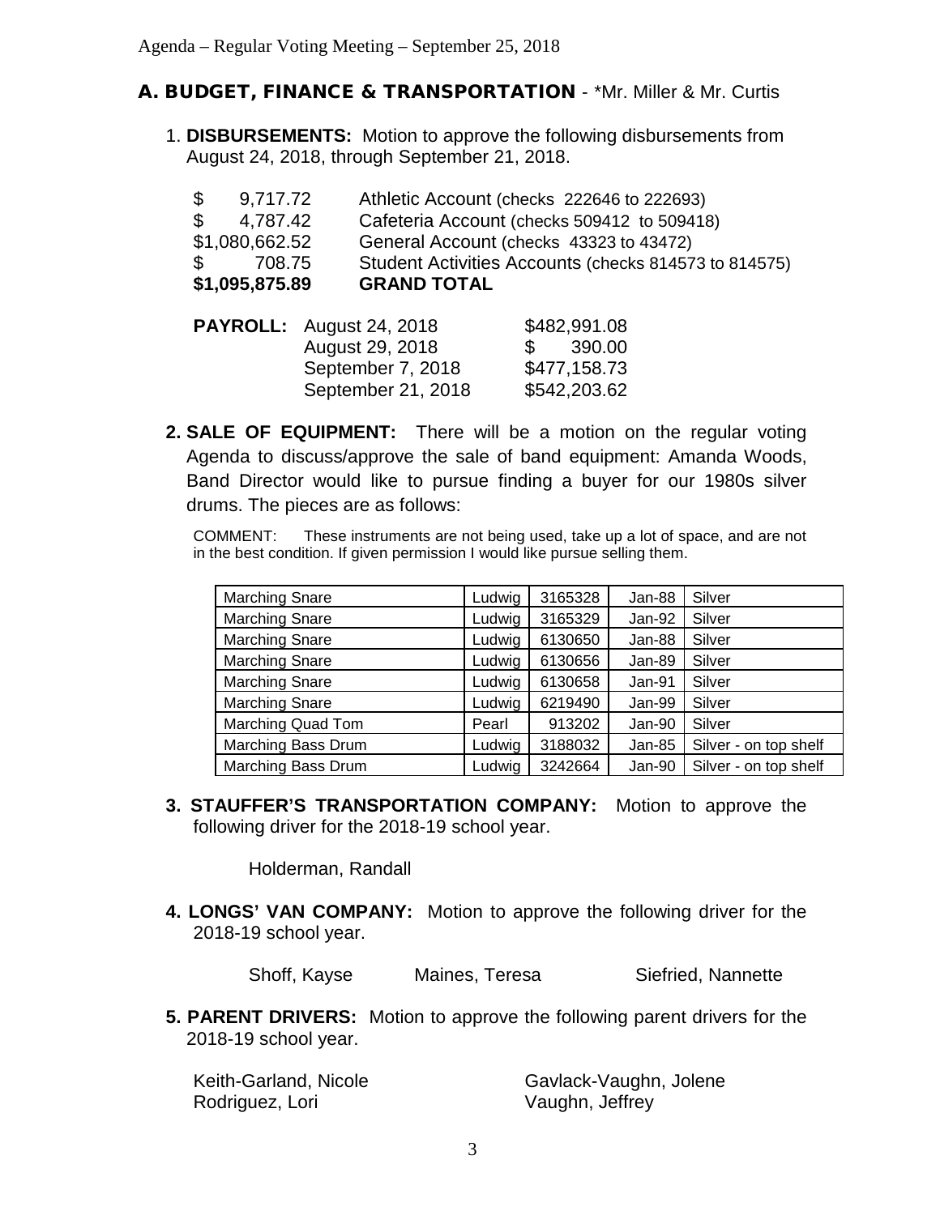## A. BUDGET, FINANCE & TRANSPORTATION - *Mr. Miller & Mr. Curtis

1. **DISBURSEMENTS:** Motion to approve the following disbursements from August 24, 2018, through September 21, 2018.

| | |
|---|---|
| $ 9,717.72 | Athletic Account (checks 222646 to 222693) |
| $ 4,787.42 | Cafeteria Account (checks 509412 to 509418) |
| $1,080,662.52 | General Account (checks 43323 to 43472) |
| $ 708.75 | Student Activities Accounts (checks 814573 to 814575) |
| **$1,095,875.89** | **GRAND TOTAL** |

| | | |
|---|---|---|
| **PAYROLL:** | August 24, 2018 | $482,991.08 |
| | August 29, 2018 | $ 390.00 |
| | September 7, 2018 | $477,158.73 |
| | September 21, 2018 | $542,203.62 |

2. **SALE OF EQUIPMENT:** There will be a motion on the regular voting Agenda to discuss/approve the sale of band equipment: Amanda Woods, Band Director would like to pursue finding a buyer for our 1980s silver drums. The pieces are as follows:

COMMENT: These instruments are not being used, take up a lot of space, and are not in the best condition. If given permission I would like pursue selling them.

| | | | | |
|---|---|---|---|---|
| Marching Snare | Ludwig | 3165328 | Jan-88 | Silver |
| Marching Snare | Ludwig | 3165329 | Jan-92 | Silver |
| Marching Snare | Ludwig | 6130650 | Jan-88 | Silver |
| Marching Snare | Ludwig | 6130656 | Jan-89 | Silver |
| Marching Snare | Ludwig | 6130658 | Jan-91 | Silver |
| Marching Snare | Ludwig | 6219490 | Jan-99 | Silver |
| Marching Quad Tom | Pearl | 913202 | Jan-90 | Silver |
| Marching Bass Drum | Ludwig | 3188032 | Jan-85 | Silver - on top shelf |
| Marching Bass Drum | Ludwig | 3242664 | Jan-90 | Silver - on top shelf |

3. **STAUFFER'S TRANSPORTATION COMPANY:** Motion to approve the following driver for the 2018-19 school year.

   Holderman, Randall

4. **LONGS' VAN COMPANY:** Motion to approve the following driver for the 2018-19 school year.

   Shoff, Kayse    Maines, Teresa    Siefried, Nannette

5. **PARENT DRIVERS:** Motion to approve the following parent drivers for the 2018-19 school year.

   Keith-Garland, Nicole    Gavlack-Vaughn, Jolene
   Rodriguez, Lori    Vaughn, Jeffrey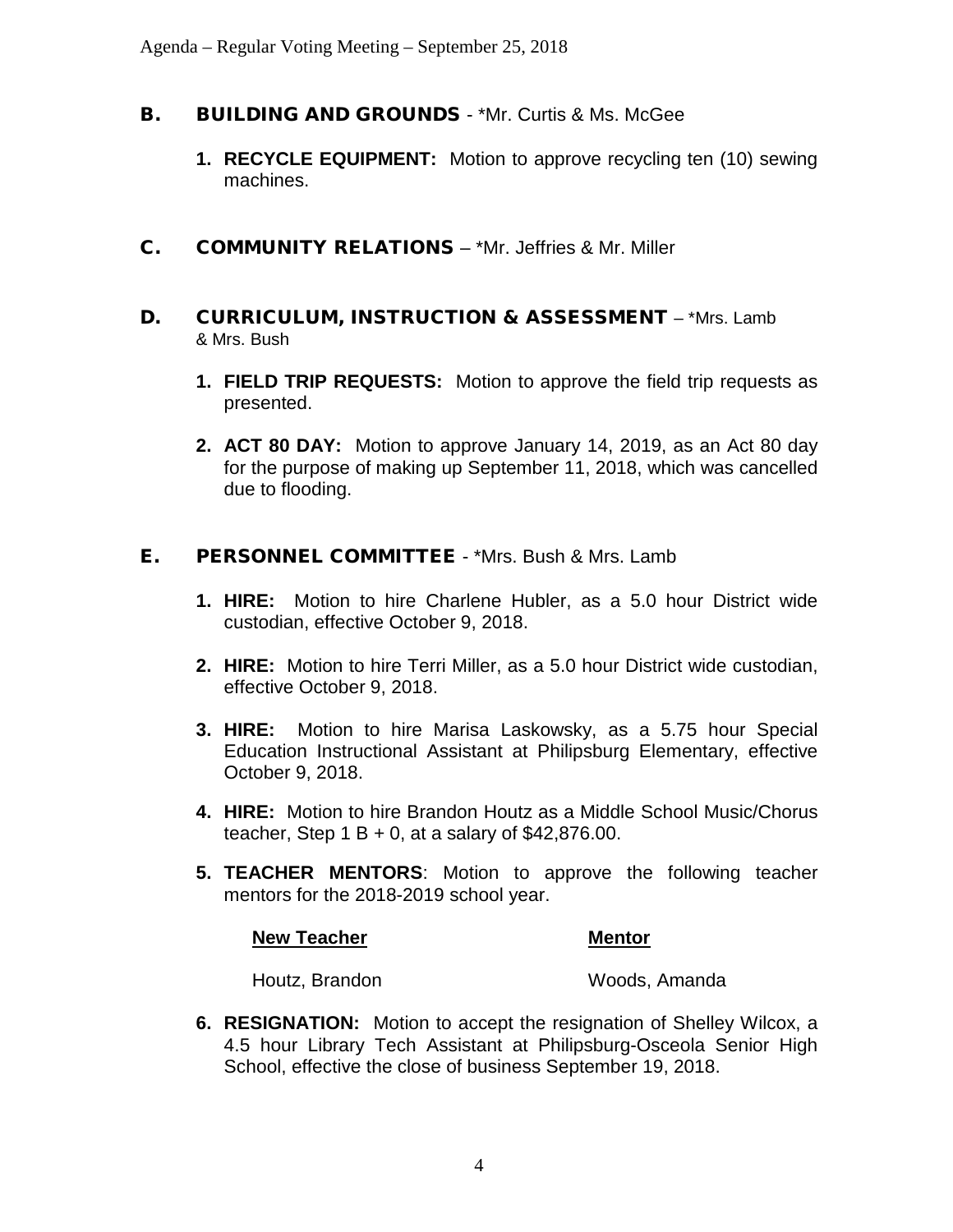## B. BUILDING AND GROUNDS - *Mr. Curtis & Ms. McGee

1. **RECYCLE EQUIPMENT:** Motion to approve recycling ten (10) sewing machines.

## C. COMMUNITY RELATIONS – *Mr. Jeffries & Mr. Miller

## D. CURRICULUM, INSTRUCTION & ASSESSMENT – *Mrs. Lamb & Mrs. Bush

1. **FIELD TRIP REQUESTS:** Motion to approve the field trip requests as presented.

2. **ACT 80 DAY:** Motion to approve January 14, 2019, as an Act 80 day for the purpose of making up September 11, 2018, which was cancelled due to flooding.

## E. PERSONNEL COMMITTEE - *Mrs. Bush & Mrs. Lamb

1. **HIRE:** Motion to hire Charlene Hubler, as a 5.0 hour District wide custodian, effective October 9, 2018.

2. **HIRE:** Motion to hire Terri Miller, as a 5.0 hour District wide custodian, effective October 9, 2018.

3. **HIRE:** Motion to hire Marisa Laskowsky, as a 5.75 hour Special Education Instructional Assistant at Philipsburg Elementary, effective October 9, 2018.

4. **HIRE:** Motion to hire Brandon Houtz as a Middle School Music/Chorus teacher, Step 1 B + 0, at a salary of $42,876.00.

5. **TEACHER MENTORS**: Motion to approve the following teacher mentors for the 2018-2019 school year.

| New Teacher | Mentor |
|---|---|
| Houtz, Brandon | Woods, Amanda |

6. **RESIGNATION:** Motion to accept the resignation of Shelley Wilcox, a 4.5 hour Library Tech Assistant at Philipsburg-Osceola Senior High School, effective the close of business September 19, 2018.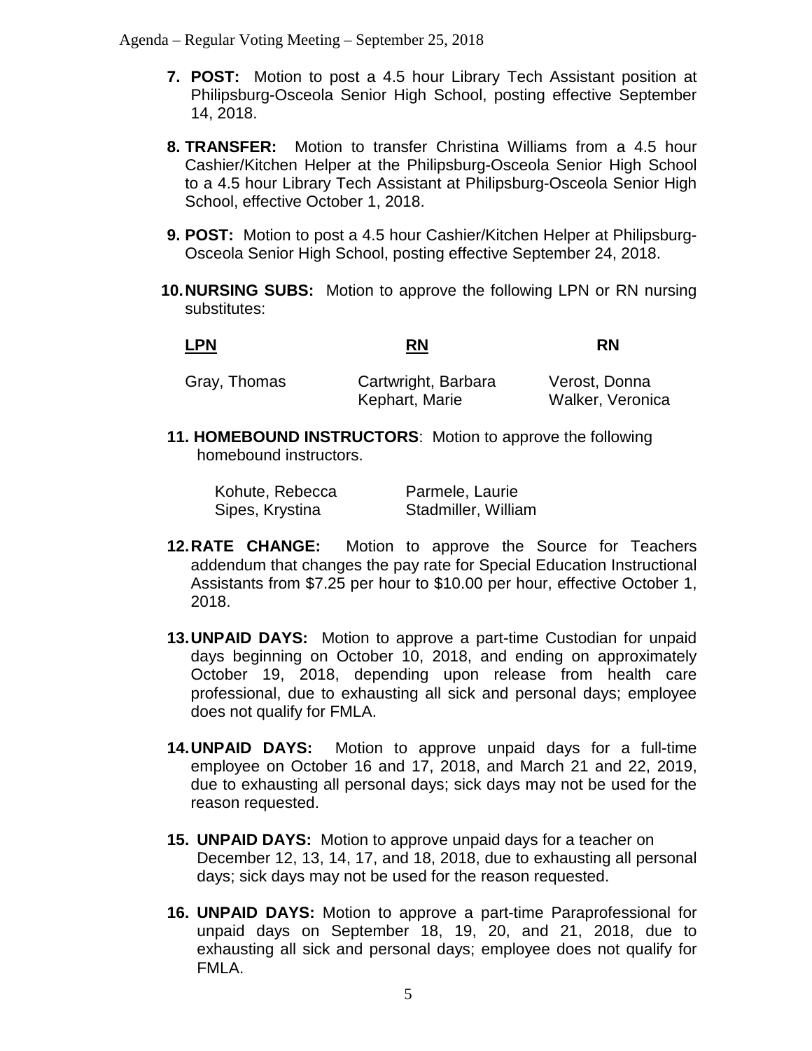7. **POST:** Motion to post a 4.5 hour Library Tech Assistant position at Philipsburg-Osceola Senior High School, posting effective September 14, 2018.

8. **TRANSFER:** Motion to transfer Christina Williams from a 4.5 hour Cashier/Kitchen Helper at the Philipsburg-Osceola Senior High School to a 4.5 hour Library Tech Assistant at Philipsburg-Osceola Senior High School, effective October 1, 2018.

9. **POST:** Motion to post a 4.5 hour Cashier/Kitchen Helper at Philipsburg-Osceola Senior High School, posting effective September 24, 2018.

10. **NURSING SUBS:** Motion to approve the following LPN or RN nursing substitutes:

| LPN | RN | RN |
|---|---|---|
| Gray, Thomas | Cartwright, Barbara | Verost, Donna |
| | Kephart, Marie | Walker, Veronica |

11. **HOMEBOUND INSTRUCTORS**: Motion to approve the following homebound instructors.

| | |
|---|---|
| Kohute, Rebecca | Parmele, Laurie |
| Sipes, Krystina | Stadmiller, William |

12. **RATE CHANGE:** Motion to approve the Source for Teachers addendum that changes the pay rate for Special Education Instructional Assistants from $7.25 per hour to $10.00 per hour, effective October 1, 2018.

13. **UNPAID DAYS:** Motion to approve a part-time Custodian for unpaid days beginning on October 10, 2018, and ending on approximately October 19, 2018, depending upon release from health care professional, due to exhausting all sick and personal days; employee does not qualify for FMLA.

14. **UNPAID DAYS:** Motion to approve unpaid days for a full-time employee on October 16 and 17, 2018, and March 21 and 22, 2019, due to exhausting all personal days; sick days may not be used for the reason requested.

15. **UNPAID DAYS:** Motion to approve unpaid days for a teacher on December 12, 13, 14, 17, and 18, 2018, due to exhausting all personal days; sick days may not be used for the reason requested.

16. **UNPAID DAYS:** Motion to approve a part-time Paraprofessional for unpaid days on September 18, 19, 20, and 21, 2018, due to exhausting all sick and personal days; employee does not qualify for FMLA.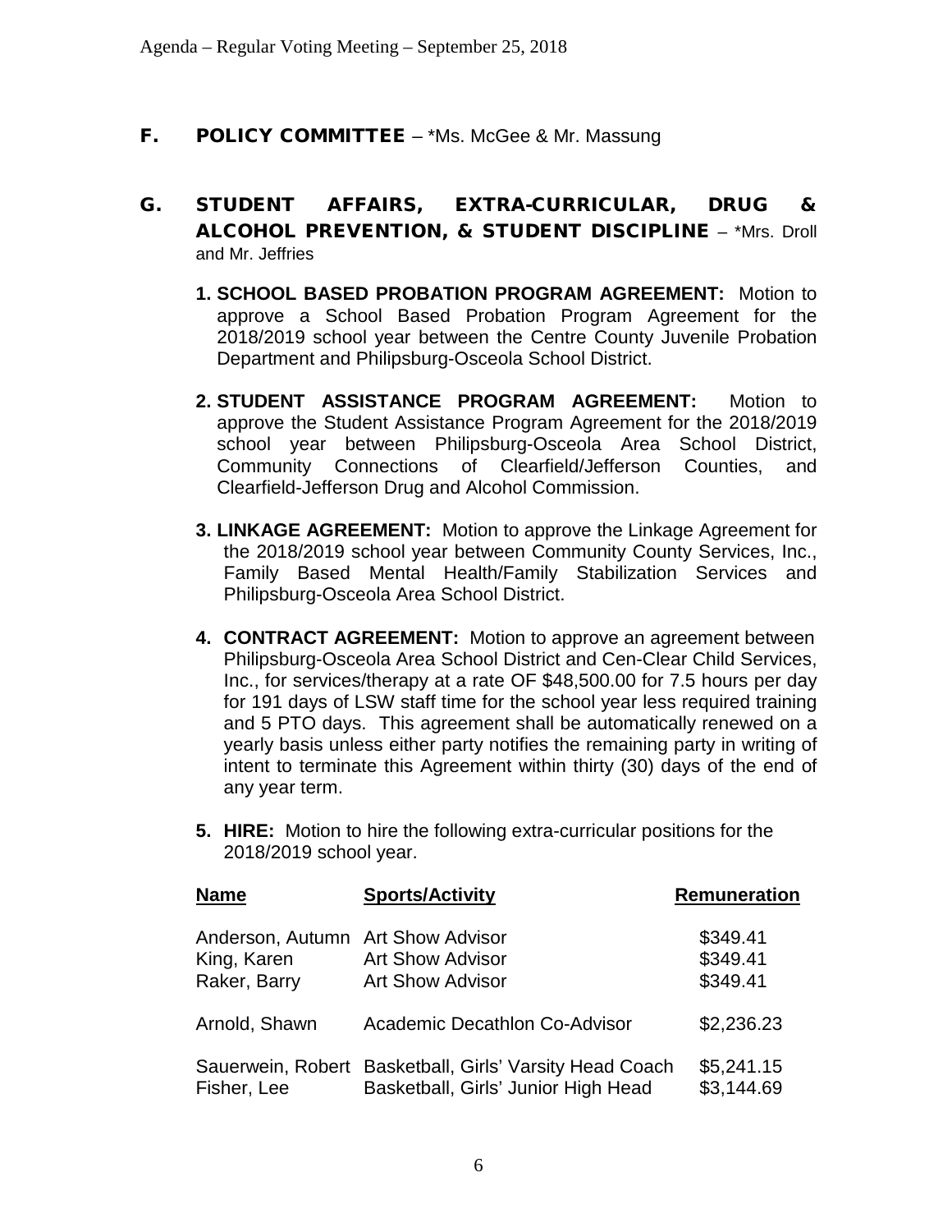## F. POLICY COMMITTEE – *Ms. McGee & Mr. Massung

## G. STUDENT AFFAIRS, EXTRA-CURRICULAR, DRUG & ALCOHOL PREVENTION, & STUDENT DISCIPLINE – *Mrs. Droll and Mr. Jeffries

1. **SCHOOL BASED PROBATION PROGRAM AGREEMENT:** Motion to approve a School Based Probation Program Agreement for the 2018/2019 school year between the Centre County Juvenile Probation Department and Philipsburg-Osceola School District.

2. **STUDENT ASSISTANCE PROGRAM AGREEMENT:** Motion to approve the Student Assistance Program Agreement for the 2018/2019 school year between Philipsburg-Osceola Area School District, Community Connections of Clearfield/Jefferson Counties, and Clearfield-Jefferson Drug and Alcohol Commission.

3. **LINKAGE AGREEMENT:** Motion to approve the Linkage Agreement for the 2018/2019 school year between Community County Services, Inc., Family Based Mental Health/Family Stabilization Services and Philipsburg-Osceola Area School District.

4. **CONTRACT AGREEMENT:** Motion to approve an agreement between Philipsburg-Osceola Area School District and Cen-Clear Child Services, Inc., for services/therapy at a rate OF $48,500.00 for 7.5 hours per day for 191 days of LSW staff time for the school year less required training and 5 PTO days. This agreement shall be automatically renewed on a yearly basis unless either party notifies the remaining party in writing of intent to terminate this Agreement within thirty (30) days of the end of any year term.

5. **HIRE:** Motion to hire the following extra-curricular positions for the 2018/2019 school year.

| Name | Sports/Activity | Remuneration |
|---|---|---|
| Anderson, Autumn | Art Show Advisor | $349.41 |
| King, Karen | Art Show Advisor | $349.41 |
| Raker, Barry | Art Show Advisor | $349.41 |
| Arnold, Shawn | Academic Decathlon Co-Advisor | $2,236.23 |
| Sauerwein, Robert | Basketball, Girls' Varsity Head Coach | $5,241.15 |
| Fisher, Lee | Basketball, Girls' Junior High Head | $3,144.69 |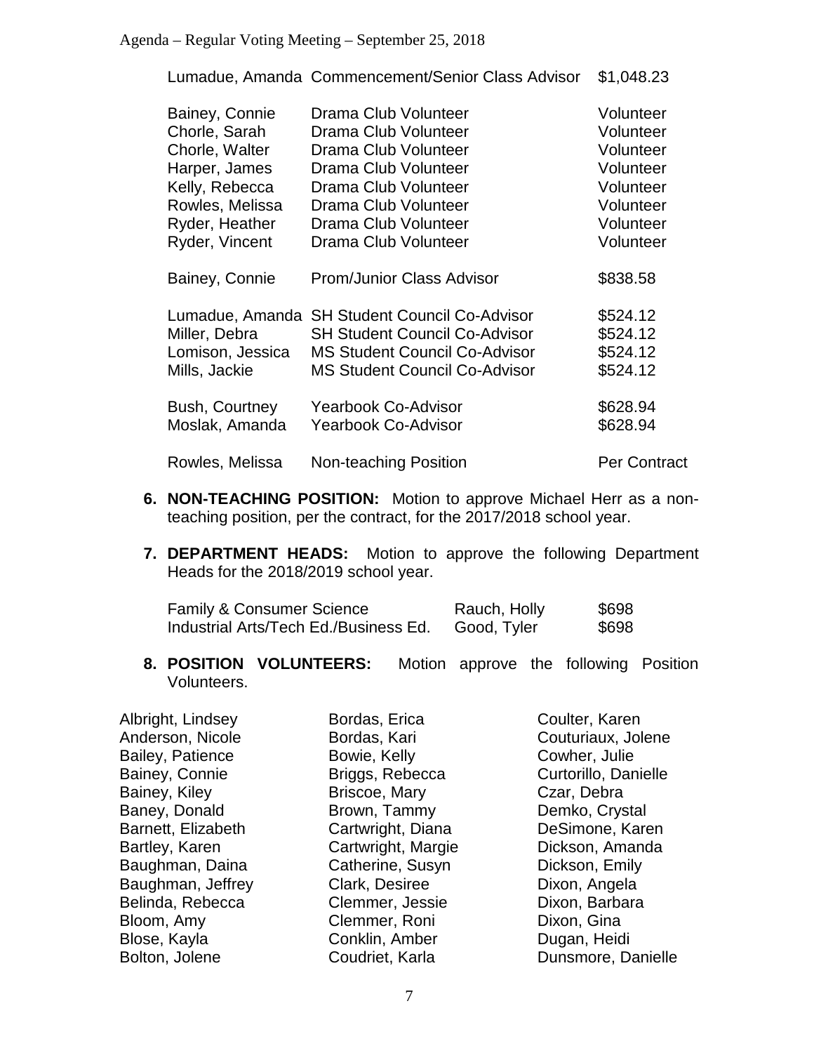| | | |
|---|---|---|
| Lumadue, Amanda | Commencement/Senior Class Advisor | $1,048.23 |
| Bainey, Connie | Drama Club Volunteer | Volunteer |
| Chorle, Sarah | Drama Club Volunteer | Volunteer |
| Chorle, Walter | Drama Club Volunteer | Volunteer |
| Harper, James | Drama Club Volunteer | Volunteer |
| Kelly, Rebecca | Drama Club Volunteer | Volunteer |
| Rowles, Melissa | Drama Club Volunteer | Volunteer |
| Ryder, Heather | Drama Club Volunteer | Volunteer |
| Ryder, Vincent | Drama Club Volunteer | Volunteer |
| Bainey, Connie | Prom/Junior Class Advisor | $838.58 |
| Lumadue, Amanda | SH Student Council Co-Advisor | $524.12 |
| Miller, Debra | SH Student Council Co-Advisor | $524.12 |
| Lomison, Jessica | MS Student Council Co-Advisor | $524.12 |
| Mills, Jackie | MS Student Council Co-Advisor | $524.12 |
| Bush, Courtney | Yearbook Co-Advisor | $628.94 |
| Moslak, Amanda | Yearbook Co-Advisor | $628.94 |
| Rowles, Melissa | Non-teaching Position | Per Contract |

6. **NON-TEACHING POSITION:** Motion to approve Michael Herr as a non-teaching position, per the contract, for the 2017/2018 school year.

7. **DEPARTMENT HEADS:** Motion to approve the following Department Heads for the 2018/2019 school year.

| | | |
|---|---|---|
| Family & Consumer Science | Rauch, Holly | $698 |
| Industrial Arts/Tech Ed./Business Ed. | Good, Tyler | $698 |

8. **POSITION VOLUNTEERS:** Motion approve the following Position Volunteers.

Albright, Lindsey
Anderson, Nicole
Bailey, Patience
Bainey, Connie
Bainey, Kiley
Baney, Donald
Barnett, Elizabeth
Bartley, Karen
Baughman, Daina
Baughman, Jeffrey
Belinda, Rebecca
Bloom, Amy
Blose, Kayla
Bolton, Jolene
Bordas, Erica
Bordas, Kari
Bowie, Kelly
Briggs, Rebecca
Briscoe, Mary
Brown, Tammy
Cartwright, Diana
Cartwright, Margie
Catherine, Susyn
Clark, Desiree
Clemmer, Jessie
Clemmer, Roni
Conklin, Amber
Coudriet, Karla
Coulter, Karen
Couturiaux, Jolene
Cowher, Julie
Curtorillo, Danielle
Czar, Debra
Demko, Crystal
DeSimone, Karen
Dickson, Amanda
Dickson, Emily
Dixon, Angela
Dixon, Barbara
Dixon, Gina
Dugan, Heidi
Dunsmore, Danielle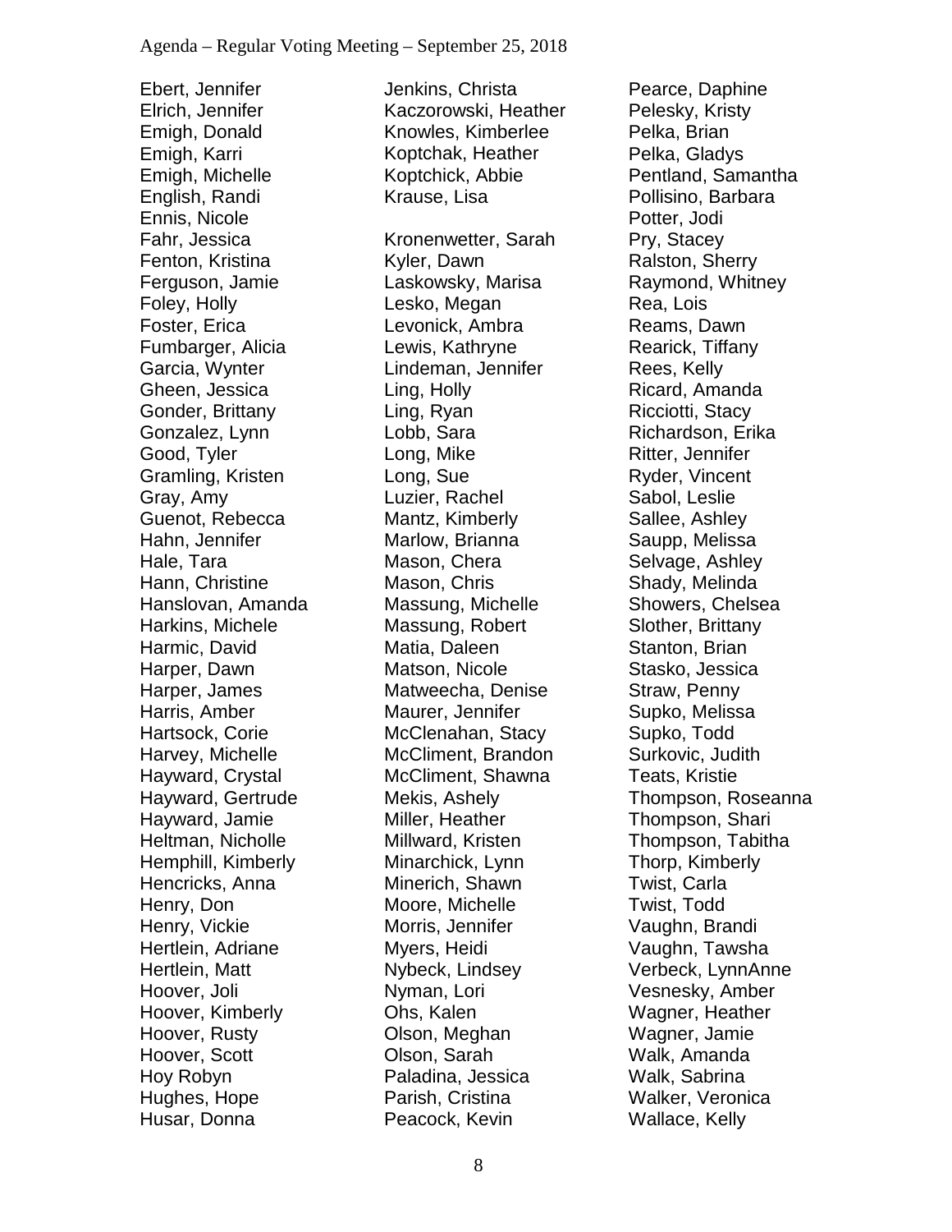Ebert, Jennifer
Elrich, Jennifer
Emigh, Donald
Emigh, Karri
Emigh, Michelle
English, Randi
Ennis, Nicole
Fahr, Jessica
Fenton, Kristina
Ferguson, Jamie
Foley, Holly
Foster, Erica
Fumbarger, Alicia
Garcia, Wynter
Gheen, Jessica
Gonder, Brittany
Gonzalez, Lynn
Good, Tyler
Gramling, Kristen
Gray, Amy
Guenot, Rebecca
Hahn, Jennifer
Hale, Tara
Hann, Christine
Hanslovan, Amanda
Harkins, Michele
Harmic, David
Harper, Dawn
Harper, James
Harris, Amber
Hartsock, Corie
Harvey, Michelle
Hayward, Crystal
Hayward, Gertrude
Hayward, Jamie
Heltman, Nicholle
Hemphill, Kimberly
Hencricks, Anna
Henry, Don
Henry, Vickie
Hertlein, Adriane
Hertlein, Matt
Hoover, Joli
Hoover, Kimberly
Hoover, Rusty
Hoover, Scott
Hoy Robyn
Hughes, Hope
Husar, Donna

Jenkins, Christa
Kaczorowski, Heather
Knowles, Kimberlee
Koptchak, Heather
Koptchick, Abbie
Krause, Lisa

Kronenwetter, Sarah
Kyler, Dawn
Laskowsky, Marisa
Lesko, Megan
Levonick, Ambra
Lewis, Kathryne
Lindeman, Jennifer
Ling, Holly
Ling, Ryan
Lobb, Sara
Long, Mike
Long, Sue
Luzier, Rachel
Mantz, Kimberly
Marlow, Brianna
Mason, Chera
Mason, Chris
Massung, Michelle
Massung, Robert
Matia, Daleen
Matson, Nicole
Matweecha, Denise
Maurer, Jennifer
McClenahan, Stacy
McCliment, Brandon
McCliment, Shawna
Mekis, Ashely
Miller, Heather
Millward, Kristen
Minarchick, Lynn
Minerich, Shawn
Moore, Michelle
Morris, Jennifer
Myers, Heidi
Nybeck, Lindsey
Nyman, Lori
Ohs, Kalen
Olson, Meghan
Olson, Sarah
Paladina, Jessica
Parish, Cristina
Peacock, Kevin

Pearce, Daphine
Pelesky, Kristy
Pelka, Brian
Pelka, Gladys
Pentland, Samantha
Pollisino, Barbara
Potter, Jodi
Pry, Stacey
Ralston, Sherry
Raymond, Whitney
Rea, Lois
Reams, Dawn
Rearick, Tiffany
Rees, Kelly
Ricard, Amanda
Ricciotti, Stacy
Richardson, Erika
Ritter, Jennifer
Ryder, Vincent
Sabol, Leslie
Sallee, Ashley
Saupp, Melissa
Selvage, Ashley
Shady, Melinda
Showers, Chelsea
Slother, Brittany
Stanton, Brian
Stasko, Jessica
Straw, Penny
Supko, Melissa
Supko, Todd
Surkovic, Judith
Teats, Kristie
Thompson, Roseanna
Thompson, Shari
Thompson, Tabitha
Thorp, Kimberly
Twist, Carla
Twist, Todd
Vaughn, Brandi
Vaughn, Tawsha
Verbeck, LynnAnne
Vesnesky, Amber
Wagner, Heather
Wagner, Jamie
Walk, Amanda
Walk, Sabrina
Walker, Veronica
Wallace, Kelly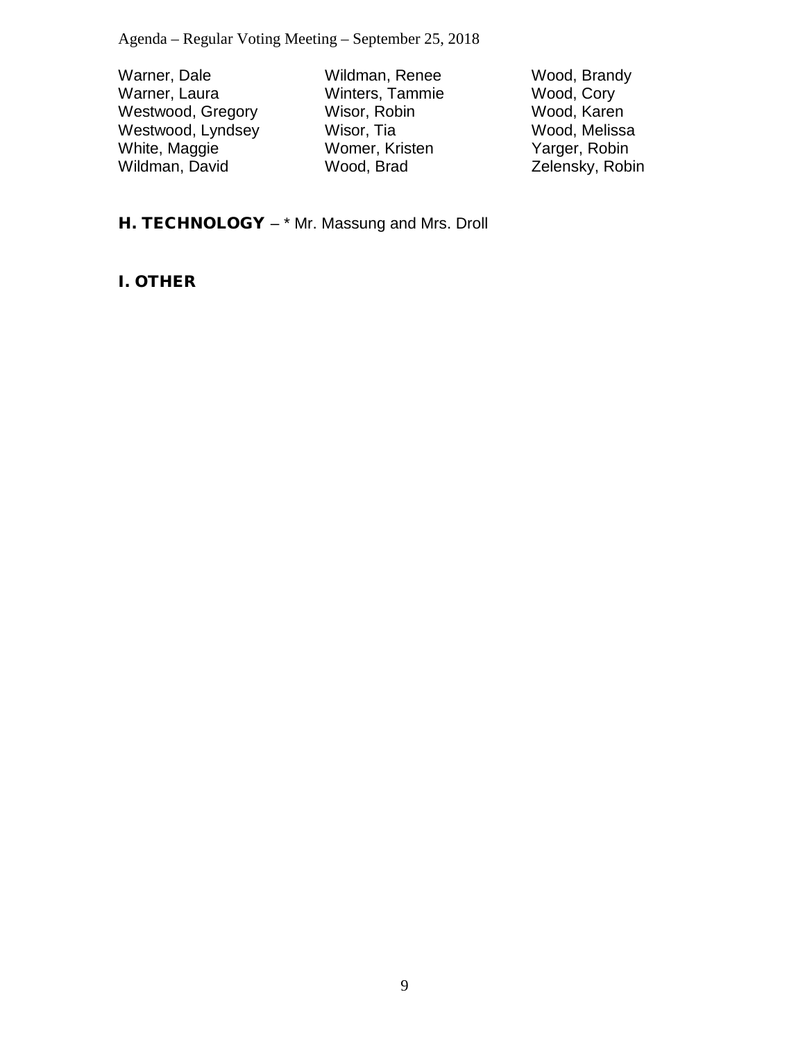Warner, Dale
Warner, Laura
Westwood, Gregory
Westwood, Lyndsey
White, Maggie
Wildman, David
Wildman, Renee
Winters, Tammie
Wisor, Robin
Wisor, Tia
Womer, Kristen
Wood, Brad
Wood, Brandy
Wood, Cory
Wood, Karen
Wood, Melissa
Yarger, Robin
Zelensky, Robin

**H. TECHNOLOGY** – * Mr. Massung and Mrs. Droll

**I. OTHER**